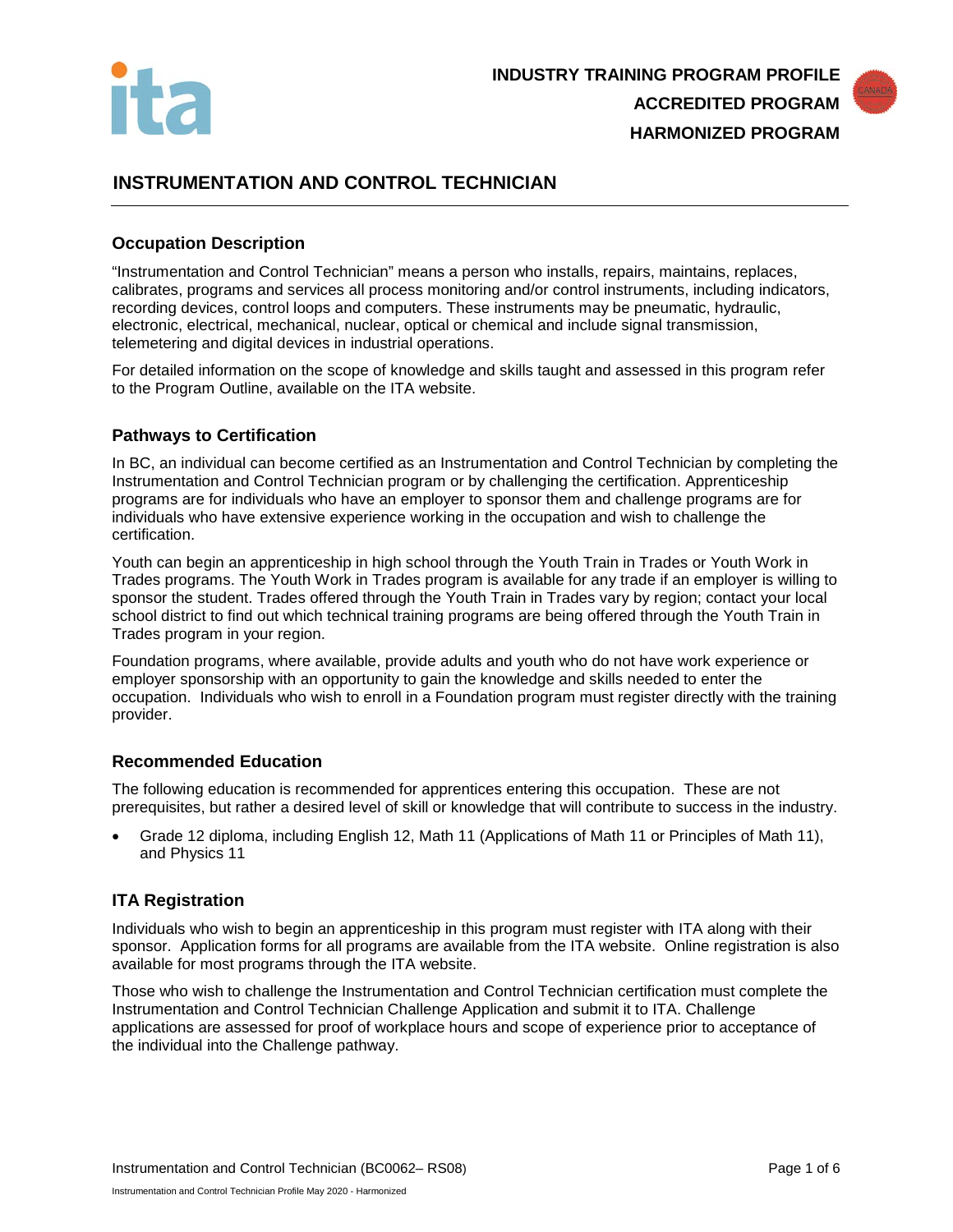**INDUSTRY TRAINING PROGRAM PROFILE**
**ACCREDITED PROGRAM**
**HARMONIZED PROGRAM**

# INSTRUMENTATION AND CONTROL TECHNICIAN

## Occupation Description

"Instrumentation and Control Technician" means a person who installs, repairs, maintains, replaces, calibrates, programs and services all process monitoring and/or control instruments, including indicators, recording devices, control loops and computers. These instruments may be pneumatic, hydraulic, electronic, electrical, mechanical, nuclear, optical or chemical and include signal transmission, telemetering and digital devices in industrial operations.

For detailed information on the scope of knowledge and skills taught and assessed in this program refer to the Program Outline, available on the ITA website.

## Pathways to Certification

In BC, an individual can become certified as an Instrumentation and Control Technician by completing the Instrumentation and Control Technician program or by challenging the certification. Apprenticeship programs are for individuals who have an employer to sponsor them and challenge programs are for individuals who have extensive experience working in the occupation and wish to challenge the certification.

Youth can begin an apprenticeship in high school through the Youth Train in Trades or Youth Work in Trades programs. The Youth Work in Trades program is available for any trade if an employer is willing to sponsor the student. Trades offered through the Youth Train in Trades vary by region; contact your local school district to find out which technical training programs are being offered through the Youth Train in Trades program in your region.

Foundation programs, where available, provide adults and youth who do not have work experience or employer sponsorship with an opportunity to gain the knowledge and skills needed to enter the occupation. Individuals who wish to enroll in a Foundation program must register directly with the training provider.

## Recommended Education

The following education is recommended for apprentices entering this occupation. These are not prerequisites, but rather a desired level of skill or knowledge that will contribute to success in the industry.

- Grade 12 diploma, including English 12, Math 11 (Applications of Math 11 or Principles of Math 11), and Physics 11

## ITA Registration

Individuals who wish to begin an apprenticeship in this program must register with ITA along with their sponsor. Application forms for all programs are available from the ITA website. Online registration is also available for most programs through the ITA website.

Those who wish to challenge the Instrumentation and Control Technician certification must complete the Instrumentation and Control Technician Challenge Application and submit it to ITA. Challenge applications are assessed for proof of workplace hours and scope of experience prior to acceptance of the individual into the Challenge pathway.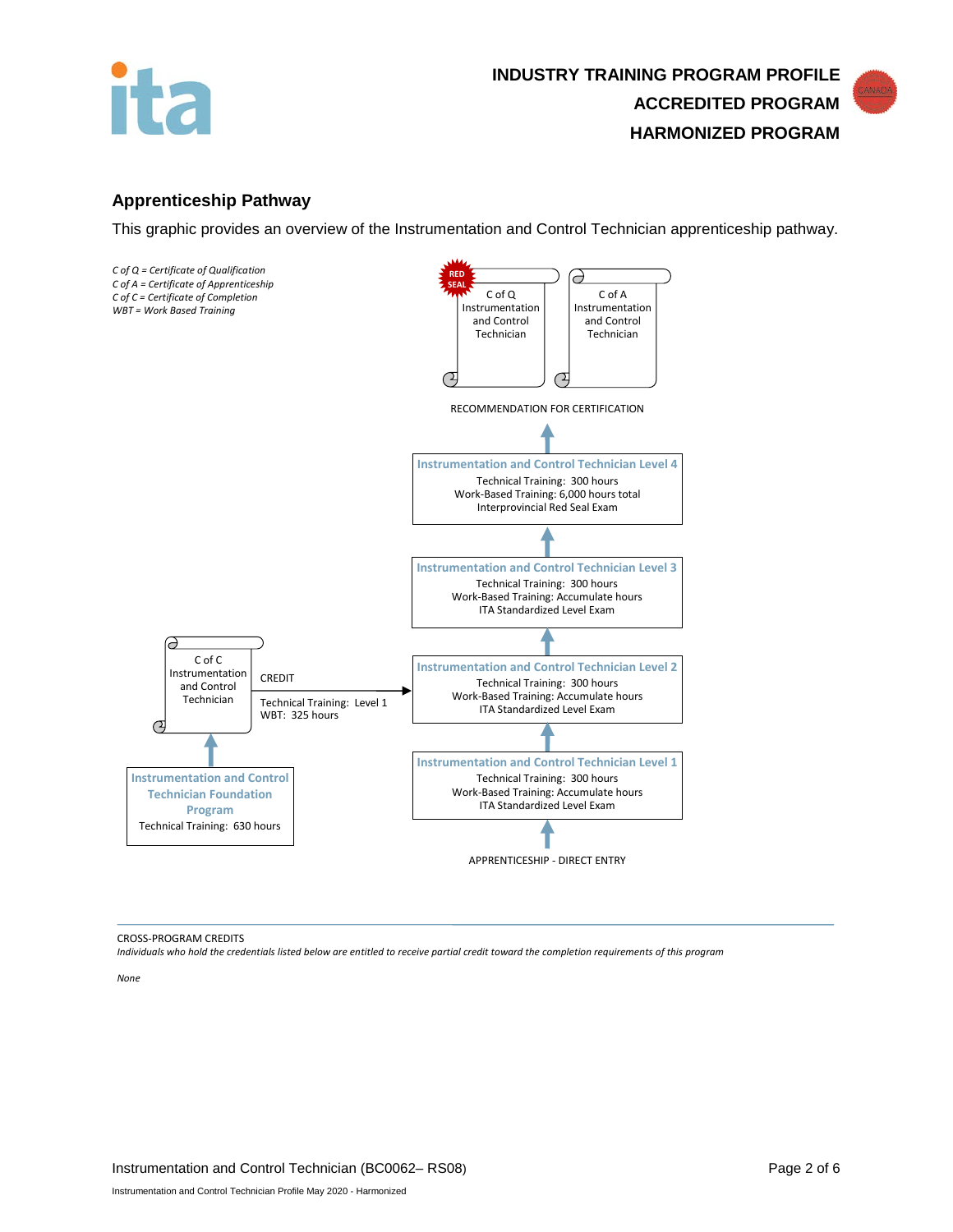INDUSTRY TRAINING PROGRAM PROFILE
ACCREDITED PROGRAM
HARMONIZED PROGRAM

## Apprenticeship Pathway

This graphic provides an overview of the Instrumentation and Control Technician apprenticeship pathway.

*C of Q = Certificate of Qualification*
*C of A = Certificate of Apprenticeship*
*C of C = Certificate of Completion*
*WBT = Work Based Training*

RED SEAL

C of Q Instrumentation and Control Technician

C of A Instrumentation and Control Technician

RECOMMENDATION FOR CERTIFICATION

**Instrumentation and Control Technician Level 4**
Technical Training: 300 hours
Work-Based Training: 6,000 hours total
Interprovincial Red Seal Exam

**Instrumentation and Control Technician Level 3**
Technical Training: 300 hours
Work-Based Training: Accumulate hours
ITA Standardized Level Exam

**Instrumentation and Control Technician Level 2**
Technical Training: 300 hours
Work-Based Training: Accumulate hours
ITA Standardized Level Exam

**Instrumentation and Control Technician Level 1**
Technical Training: 300 hours
Work-Based Training: Accumulate hours
ITA Standardized Level Exam

APPRENTICESHIP - DIRECT ENTRY

C of C Instrumentation and Control Technician

CREDIT
Technical Training: Level 1
WBT: 325 hours

**Instrumentation and Control Technician Foundation Program**
Technical Training: 630 hours

CROSS-PROGRAM CREDITS

*Individuals who hold the credentials listed below are entitled to receive partial credit toward the completion requirements of this program*

*None*

Instrumentation and Control Technician (BC0062– RS08)

Instrumentation and Control Technician Profile May 2020 - Harmonized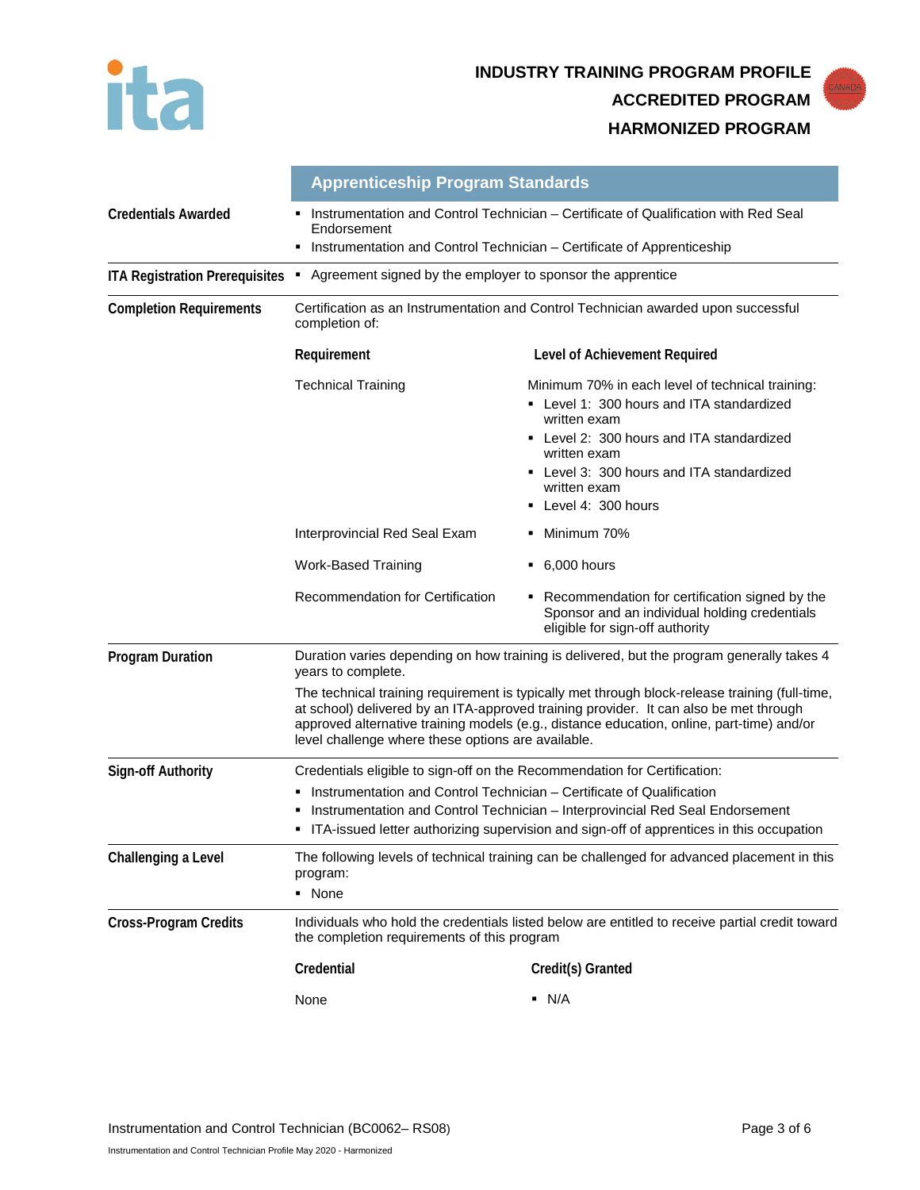**INDUSTRY TRAINING PROGRAM PROFILE**
**ACCREDITED PROGRAM**
**HARMONIZED PROGRAM**

## Apprenticeship Program Standards

**Credentials Awarded**

- Instrumentation and Control Technician – Certificate of Qualification with Red Seal Endorsement
- Instrumentation and Control Technician – Certificate of Apprenticeship

**ITA Registration Prerequisites**

- Agreement signed by the employer to sponsor the apprentice

**Completion Requirements**

Certification as an Instrumentation and Control Technician awarded upon successful completion of:

| Requirement | Level of Achievement Required |
|---|---|
| Technical Training | Minimum 70% in each level of technical training:<br>▪ Level 1: 300 hours and ITA standardized written exam<br>▪ Level 2: 300 hours and ITA standardized written exam<br>▪ Level 3: 300 hours and ITA standardized written exam<br>▪ Level 4: 300 hours |
| Interprovincial Red Seal Exam | ▪ Minimum 70% |
| Work-Based Training | ▪ 6,000 hours |
| Recommendation for Certification | ▪ Recommendation for certification signed by the Sponsor and an individual holding credentials eligible for sign-off authority |

**Program Duration**

Duration varies depending on how training is delivered, but the program generally takes 4 years to complete.

The technical training requirement is typically met through block-release training (full-time, at school) delivered by an ITA-approved training provider. It can also be met through approved alternative training models (e.g., distance education, online, part-time) and/or level challenge where these options are available.

**Sign-off Authority**

Credentials eligible to sign-off on the Recommendation for Certification:

- Instrumentation and Control Technician – Certificate of Qualification
- Instrumentation and Control Technician – Interprovincial Red Seal Endorsement
- ITA-issued letter authorizing supervision and sign-off of apprentices in this occupation

**Challenging a Level**

The following levels of technical training can be challenged for advanced placement in this program:

- None

**Cross-Program Credits**

Individuals who hold the credentials listed below are entitled to receive partial credit toward the completion requirements of this program

| Credential | Credit(s) Granted |
|---|---|
| None | ▪ N/A |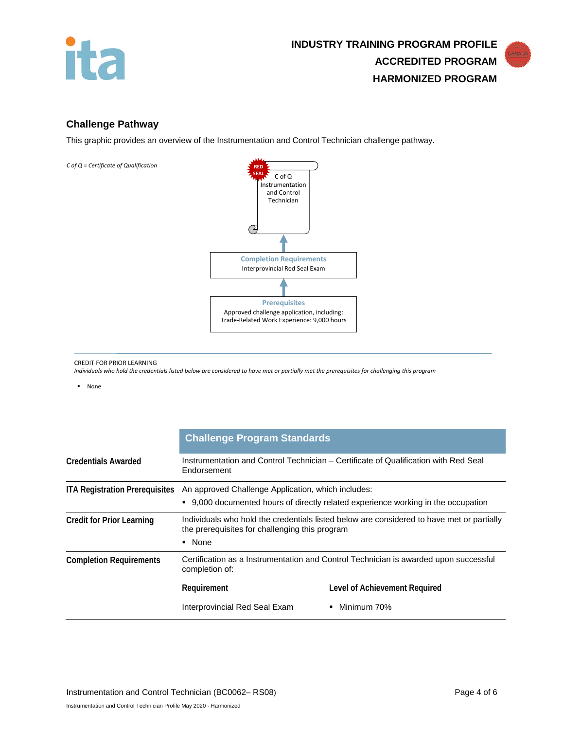**INDUSTRY TRAINING PROGRAM PROFILE**
**ACCREDITED PROGRAM**
**HARMONIZED PROGRAM**

## Challenge Pathway

This graphic provides an overview of the Instrumentation and Control Technician challenge pathway.

*C of Q = Certificate of Qualification*

RED SEAL
C of Q Instrumentation and Control Technician

↑

**Completion Requirements**
Interprovincial Red Seal Exam

↑

**Prerequisites**
Approved challenge application, including:
Trade-Related Work Experience: 9,000 hours

---

CREDIT FOR PRIOR LEARNING
*Individuals who hold the credentials listed below are considered to have met or partially met the prerequisites for challenging this program*

- None

| | Challenge Program Standards |
|---|---|
| **Credentials Awarded** | Instrumentation and Control Technician – Certificate of Qualification with Red Seal Endorsement |
| **ITA Registration Prerequisites** | An approved Challenge Application, which includes:<br>▪ 9,000 documented hours of directly related experience working in the occupation |
| **Credit for Prior Learning** | Individuals who hold the credentials listed below are considered to have met or partially met the prerequisites for challenging this program<br>▪ None |
| **Completion Requirements** | Certification as a Instrumentation and Control Technician is awarded upon successful completion of:<br>**Requirement** — **Level of Achievement Required**<br>Interprovincial Red Seal Exam — ▪ Minimum 70% |

Instrumentation and Control Technician (BC0062– RS08)

Instrumentation and Control Technician Profile May 2020 - Harmonized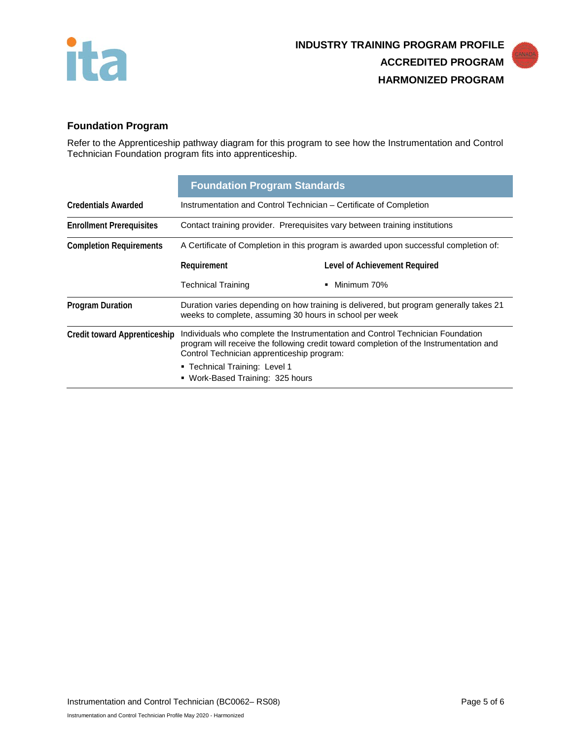**INDUSTRY TRAINING PROGRAM PROFILE**
**ACCREDITED PROGRAM**
**HARMONIZED PROGRAM**

## Foundation Program

Refer to the Apprenticeship pathway diagram for this program to see how the Instrumentation and Control Technician Foundation program fits into apprenticeship.

| | Foundation Program Standards | |
|---|---|---|
| **Credentials Awarded** | Instrumentation and Control Technician – Certificate of Completion | |
| **Enrollment Prerequisites** | Contact training provider. Prerequisites vary between training institutions | |
| **Completion Requirements** | A Certificate of Completion in this program is awarded upon successful completion of: | |
| | **Requirement** | **Level of Achievement Required** |
| | Technical Training | ▪ Minimum 70% |
| **Program Duration** | Duration varies depending on how training is delivered, but program generally takes 21 weeks to complete, assuming 30 hours in school per week | |
| **Credit toward Apprenticeship** | Individuals who complete the Instrumentation and Control Technician Foundation program will receive the following credit toward completion of the Instrumentation and Control Technician apprenticeship program:<br>▪ Technical Training: Level 1<br>▪ Work-Based Training: 325 hours | |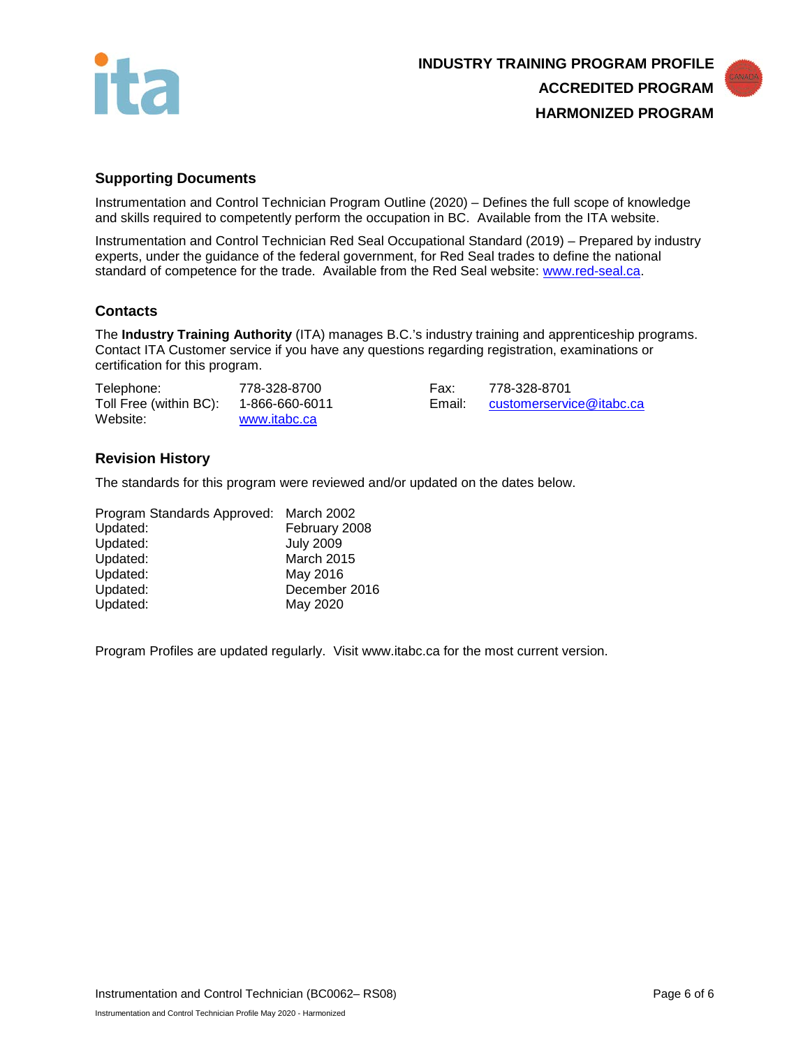## Supporting Documents

Instrumentation and Control Technician Program Outline (2020) – Defines the full scope of knowledge and skills required to competently perform the occupation in BC. Available from the ITA website.

Instrumentation and Control Technician Red Seal Occupational Standard (2019) – Prepared by industry experts, under the guidance of the federal government, for Red Seal trades to define the national standard of competence for the trade. Available from the Red Seal website: www.red-seal.ca.

## Contacts

The **Industry Training Authority** (ITA) manages B.C.'s industry training and apprenticeship programs. Contact ITA Customer service if you have any questions regarding registration, examinations or certification for this program.

| | | | |
|---|---|---|---|
| Telephone: | 778-328-8700 | Fax: | 778-328-8701 |
| Toll Free (within BC): | 1-866-660-6011 | Email: | customerservice@itabc.ca |
| Website: | www.itabc.ca | | |

## Revision History

The standards for this program were reviewed and/or updated on the dates below.

| | |
|---|---|
| Program Standards Approved: | March 2002 |
| Updated: | February 2008 |
| Updated: | July 2009 |
| Updated: | March 2015 |
| Updated: | May 2016 |
| Updated: | December 2016 |
| Updated: | May 2020 |

Program Profiles are updated regularly. Visit www.itabc.ca for the most current version.